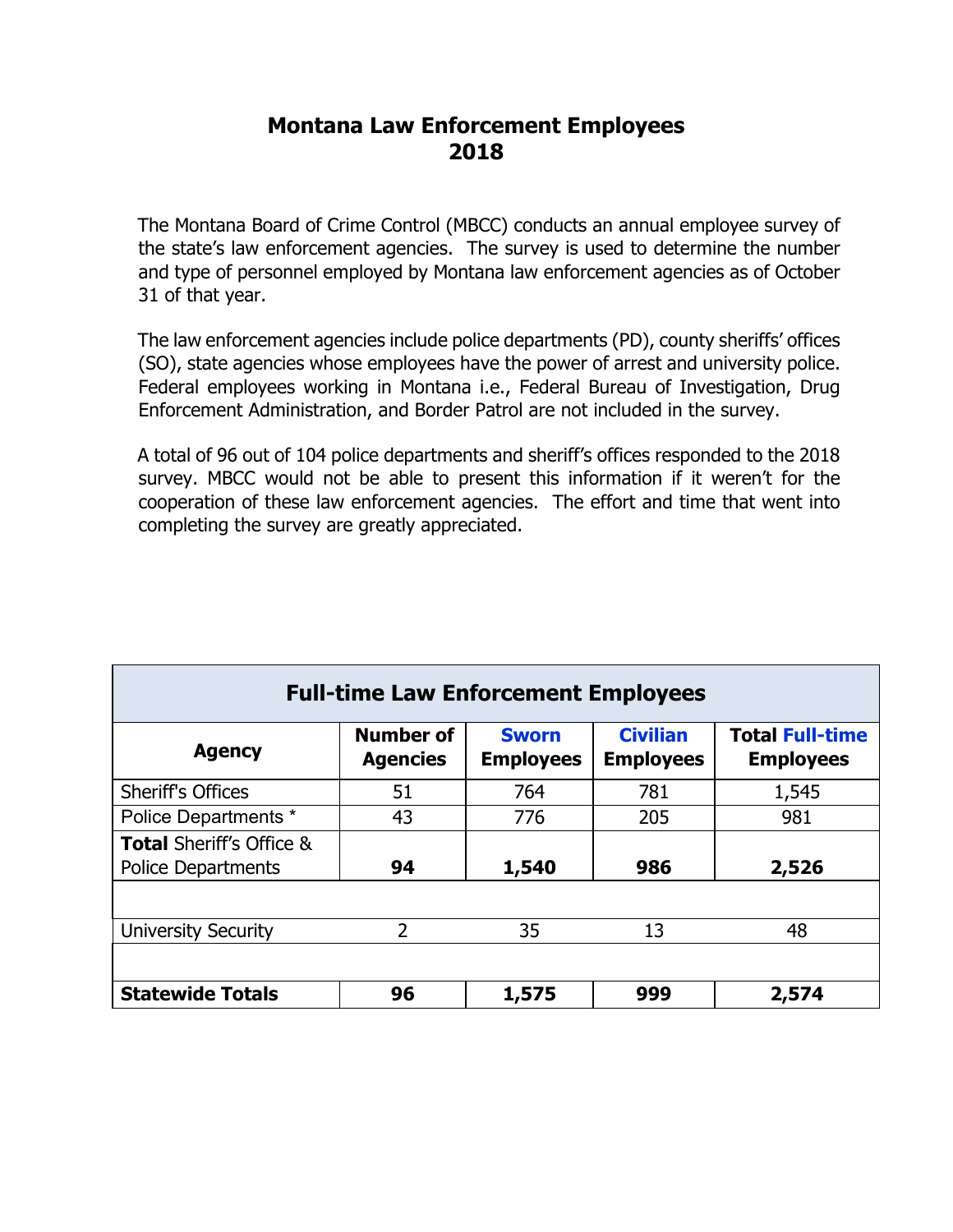# Montana Law Enforcement Employees 2018

The Montana Board of Crime Control (MBCC) conducts an annual employee survey of the state's law enforcement agencies. The survey is used to determine the number and type of personnel employed by Montana law enforcement agencies as of October 31 of that year.

The law enforcement agencies include police departments (PD), county sheriffs' offices (SO), state agencies whose employees have the power of arrest and university police. Federal employees working in Montana i.e., Federal Bureau of Investigation, Drug Enforcement Administration, and Border Patrol are not included in the survey.

A total of 96 out of 104 police departments and sheriff's offices responded to the 2018 survey. MBCC would not be able to present this information if it weren't for the cooperation of these law enforcement agencies. The effort and time that went into completing the survey are greatly appreciated.

| **Full-time Law Enforcement Employees** | | | | |
|---|---|---|---|---|
| **Agency** | **Number of Agencies** | **Sworn Employees** | **Civilian Employees** | **Total Full-time Employees** |
| Sheriff's Offices | 51 | 764 | 781 | 1,545 |
| Police Departments * | 43 | 776 | 205 | 981 |
| **Total** Sheriff's Office & Police Departments | **94** | **1,540** | **986** | **2,526** |
| | | | | |
| University Security | 2 | 35 | 13 | 48 |
| | | | | |
| **Statewide Totals** | **96** | **1,575** | **999** | **2,574** |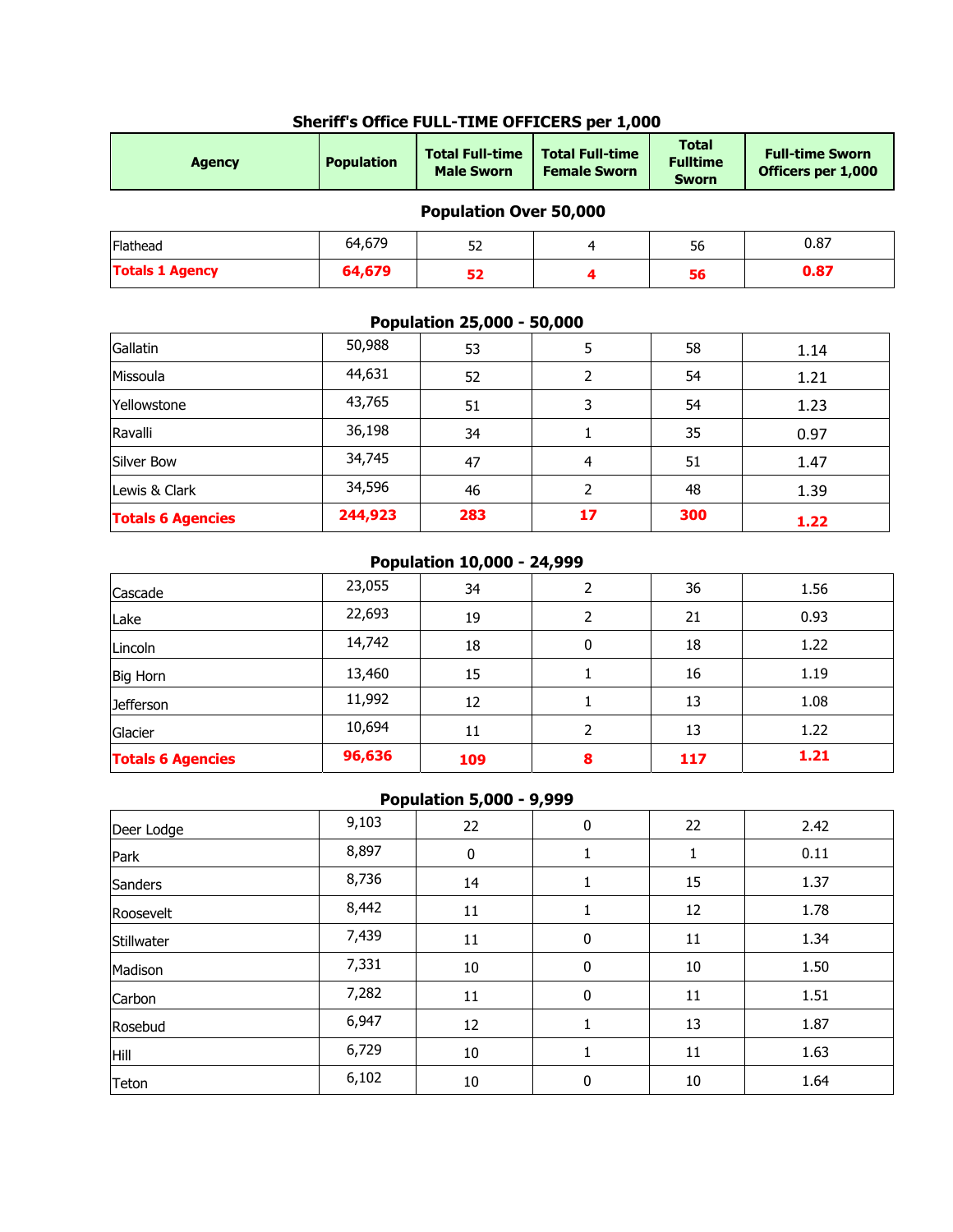## Sheriff's Office FULL-TIME OFFICERS per 1,000

| Agency | Population | Total Full-time Male Sworn | Total Full-time Female Sworn | Total Fulltime Sworn | Full-time Sworn Officers per 1,000 |
|---|---|---|---|---|---|
| **Population Over 50,000** | | | | | |
| Flathead | 64,679 | 52 | 4 | 56 | 0.87 |
| **Totals 1 Agency** | **64,679** | **52** | **4** | **56** | **0.87** |
| **Population 25,000 - 50,000** | | | | | |
| Gallatin | 50,988 | 53 | 5 | 58 | 1.14 |
| Missoula | 44,631 | 52 | 2 | 54 | 1.21 |
| Yellowstone | 43,765 | 51 | 3 | 54 | 1.23 |
| Ravalli | 36,198 | 34 | 1 | 35 | 0.97 |
| Silver Bow | 34,745 | 47 | 4 | 51 | 1.47 |
| Lewis & Clark | 34,596 | 46 | 2 | 48 | 1.39 |
| **Totals 6 Agencies** | **244,923** | **283** | **17** | **300** | **1.22** |
| **Population 10,000 - 24,999** | | | | | |
| Cascade | 23,055 | 34 | 2 | 36 | 1.56 |
| Lake | 22,693 | 19 | 2 | 21 | 0.93 |
| Lincoln | 14,742 | 18 | 0 | 18 | 1.22 |
| Big Horn | 13,460 | 15 | 1 | 16 | 1.19 |
| Jefferson | 11,992 | 12 | 1 | 13 | 1.08 |
| Glacier | 10,694 | 11 | 2 | 13 | 1.22 |
| **Totals 6 Agencies** | **96,636** | **109** | **8** | **117** | **1.21** |
| **Population 5,000 - 9,999** | | | | | |
| Deer Lodge | 9,103 | 22 | 0 | 22 | 2.42 |
| Park | 8,897 | 0 | 1 | 1 | 0.11 |
| Sanders | 8,736 | 14 | 1 | 15 | 1.37 |
| Roosevelt | 8,442 | 11 | 1 | 12 | 1.78 |
| Stillwater | 7,439 | 11 | 0 | 11 | 1.34 |
| Madison | 7,331 | 10 | 0 | 10 | 1.50 |
| Carbon | 7,282 | 11 | 0 | 11 | 1.51 |
| Rosebud | 6,947 | 12 | 1 | 13 | 1.87 |
| Hill | 6,729 | 10 | 1 | 11 | 1.63 |
| Teton | 6,102 | 10 | 0 | 10 | 1.64 |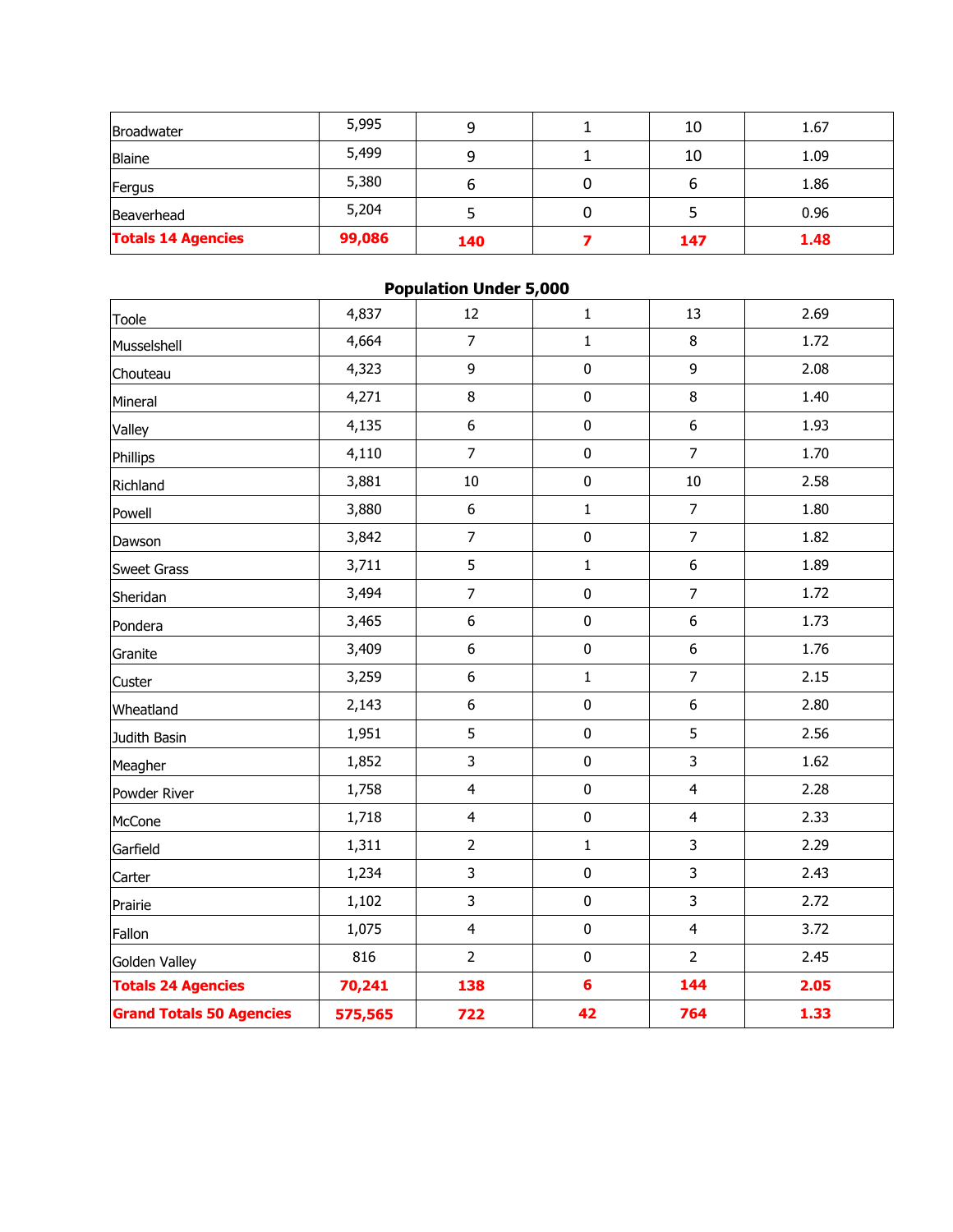| | | | | | |
|---|---|---|---|---|---|
| Broadwater | 5,995 | 9 | 1 | 10 | 1.67 |
| Blaine | 5,499 | 9 | 1 | 10 | 1.09 |
| Fergus | 5,380 | 6 | 0 | 6 | 1.86 |
| Beaverhead | 5,204 | 5 | 0 | 5 | 0.96 |
| **Totals 14 Agencies** | **99,086** | **140** | **7** | **147** | **1.48** |

## Population Under 5,000

| | | | | | |
|---|---|---|---|---|---|
| Toole | 4,837 | 12 | 1 | 13 | 2.69 |
| Musselshell | 4,664 | 7 | 1 | 8 | 1.72 |
| Chouteau | 4,323 | 9 | 0 | 9 | 2.08 |
| Mineral | 4,271 | 8 | 0 | 8 | 1.40 |
| Valley | 4,135 | 6 | 0 | 6 | 1.93 |
| Phillips | 4,110 | 7 | 0 | 7 | 1.70 |
| Richland | 3,881 | 10 | 0 | 10 | 2.58 |
| Powell | 3,880 | 6 | 1 | 7 | 1.80 |
| Dawson | 3,842 | 7 | 0 | 7 | 1.82 |
| Sweet Grass | 3,711 | 5 | 1 | 6 | 1.89 |
| Sheridan | 3,494 | 7 | 0 | 7 | 1.72 |
| Pondera | 3,465 | 6 | 0 | 6 | 1.73 |
| Granite | 3,409 | 6 | 0 | 6 | 1.76 |
| Custer | 3,259 | 6 | 1 | 7 | 2.15 |
| Wheatland | 2,143 | 6 | 0 | 6 | 2.80 |
| Judith Basin | 1,951 | 5 | 0 | 5 | 2.56 |
| Meagher | 1,852 | 3 | 0 | 3 | 1.62 |
| Powder River | 1,758 | 4 | 0 | 4 | 2.28 |
| McCone | 1,718 | 4 | 0 | 4 | 2.33 |
| Garfield | 1,311 | 2 | 1 | 3 | 2.29 |
| Carter | 1,234 | 3 | 0 | 3 | 2.43 |
| Prairie | 1,102 | 3 | 0 | 3 | 2.72 |
| Fallon | 1,075 | 4 | 0 | 4 | 3.72 |
| Golden Valley | 816 | 2 | 0 | 2 | 2.45 |
| **Totals 24 Agencies** | **70,241** | **138** | **6** | **144** | **2.05** |
| **Grand Totals 50 Agencies** | **575,565** | **722** | **42** | **764** | **1.33** |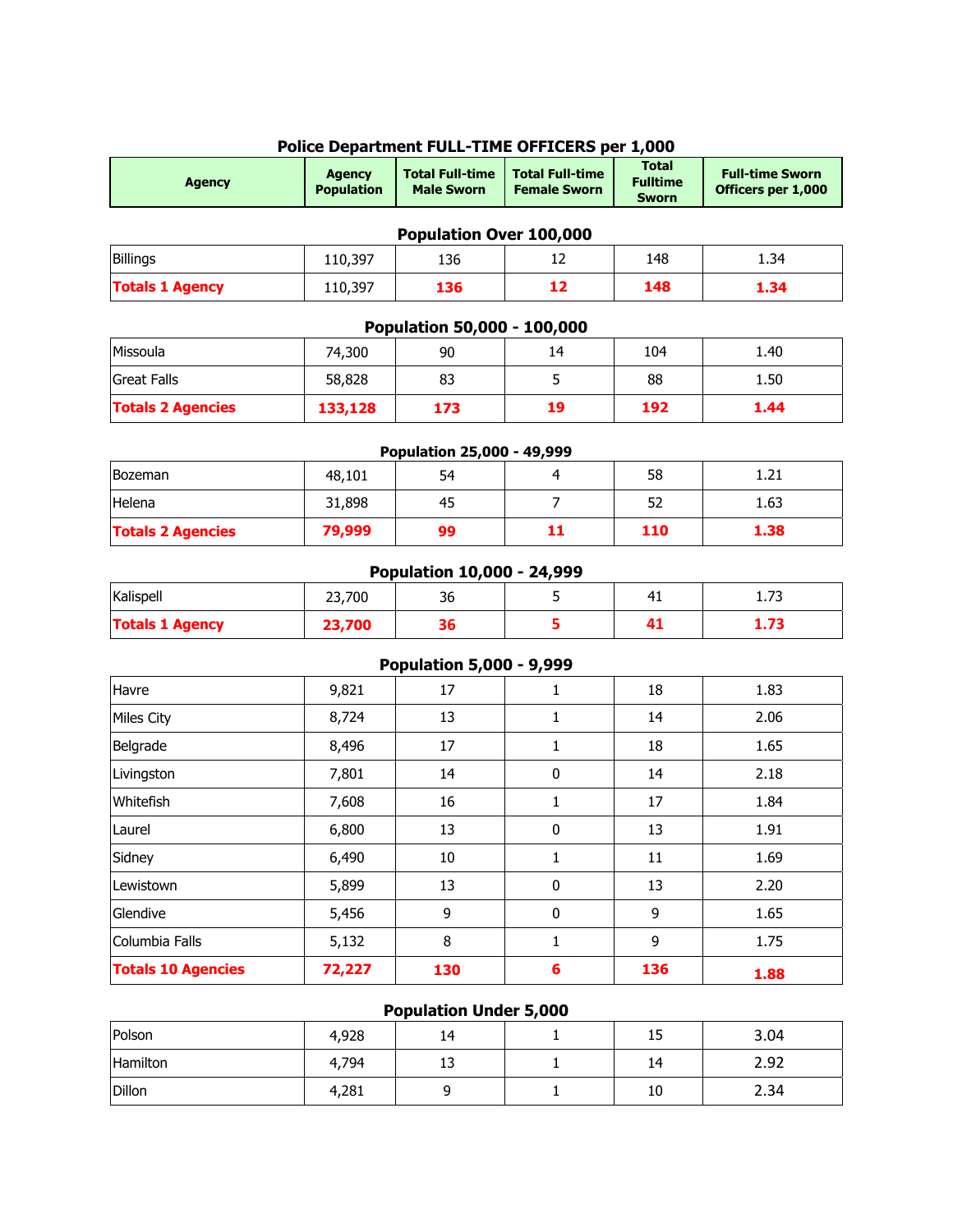## Police Department FULL-TIME OFFICERS per 1,000

| Agency | Agency Population | Total Full-time Male Sworn | Total Full-time Female Sworn | Total Fulltime Sworn | Full-time Sworn Officers per 1,000 |
|---|---|---|---|---|---|
| **Population Over 100,000** | | | | | |
| Billings | 110,397 | 136 | 12 | 148 | 1.34 |
| **Totals 1 Agency** | 110,397 | **136** | **12** | **148** | **1.34** |
| **Population 50,000 - 100,000** | | | | | |
| Missoula | 74,300 | 90 | 14 | 104 | 1.40 |
| Great Falls | 58,828 | 83 | 5 | 88 | 1.50 |
| **Totals 2 Agencies** | **133,128** | **173** | **19** | **192** | **1.44** |
| **Population 25,000 - 49,999** | | | | | |
| Bozeman | 48,101 | 54 | 4 | 58 | 1.21 |
| Helena | 31,898 | 45 | 7 | 52 | 1.63 |
| **Totals 2 Agencies** | **79,999** | **99** | **11** | **110** | **1.38** |
| **Population 10,000 - 24,999** | | | | | |
| Kalispell | 23,700 | 36 | 5 | 41 | 1.73 |
| **Totals 1 Agency** | **23,700** | **36** | **5** | **41** | **1.73** |
| **Population 5,000 - 9,999** | | | | | |
| Havre | 9,821 | 17 | 1 | 18 | 1.83 |
| Miles City | 8,724 | 13 | 1 | 14 | 2.06 |
| Belgrade | 8,496 | 17 | 1 | 18 | 1.65 |
| Livingston | 7,801 | 14 | 0 | 14 | 2.18 |
| Whitefish | 7,608 | 16 | 1 | 17 | 1.84 |
| Laurel | 6,800 | 13 | 0 | 13 | 1.91 |
| Sidney | 6,490 | 10 | 1 | 11 | 1.69 |
| Lewistown | 5,899 | 13 | 0 | 13 | 2.20 |
| Glendive | 5,456 | 9 | 0 | 9 | 1.65 |
| Columbia Falls | 5,132 | 8 | 1 | 9 | 1.75 |
| **Totals 10 Agencies** | **72,227** | **130** | **6** | **136** | **1.88** |
| **Population Under 5,000** | | | | | |
| Polson | 4,928 | 14 | 1 | 15 | 3.04 |
| Hamilton | 4,794 | 13 | 1 | 14 | 2.92 |
| Dillon | 4,281 | 9 | 1 | 10 | 2.34 |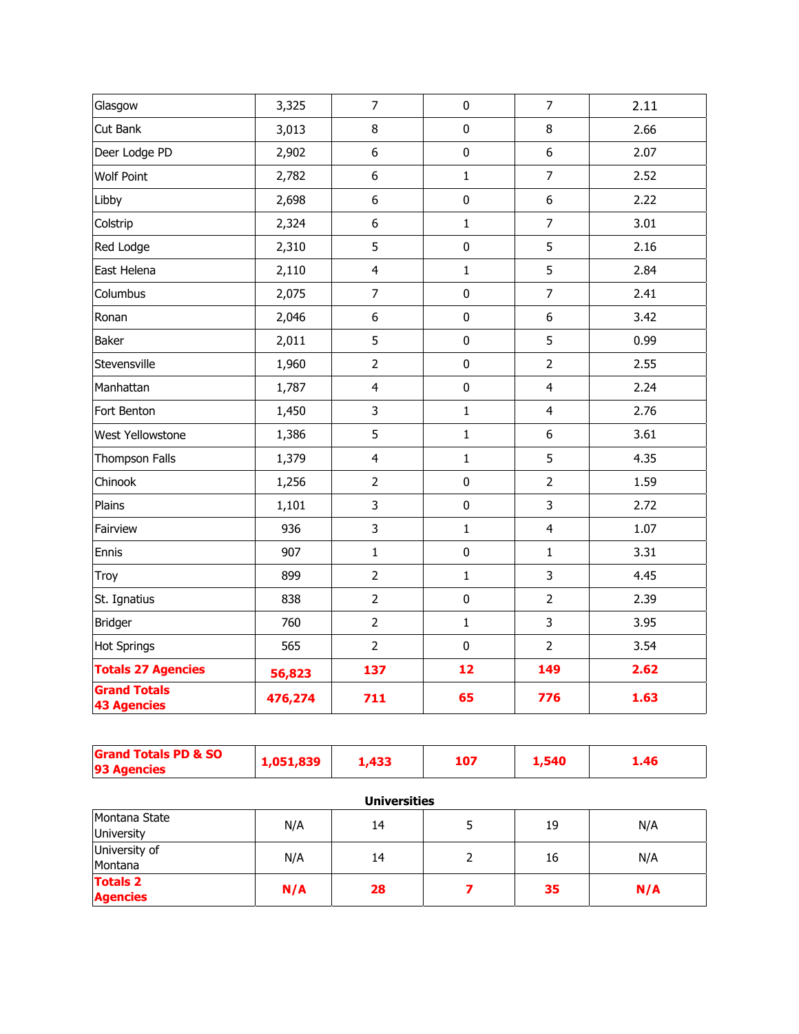| | | | | | |
|---|---|---|---|---|---|
| Glasgow | 3,325 | 7 | 0 | 7 | 2.11 |
| Cut Bank | 3,013 | 8 | 0 | 8 | 2.66 |
| Deer Lodge PD | 2,902 | 6 | 0 | 6 | 2.07 |
| Wolf Point | 2,782 | 6 | 1 | 7 | 2.52 |
| Libby | 2,698 | 6 | 0 | 6 | 2.22 |
| Colstrip | 2,324 | 6 | 1 | 7 | 3.01 |
| Red Lodge | 2,310 | 5 | 0 | 5 | 2.16 |
| East Helena | 2,110 | 4 | 1 | 5 | 2.84 |
| Columbus | 2,075 | 7 | 0 | 7 | 2.41 |
| Ronan | 2,046 | 6 | 0 | 6 | 3.42 |
| Baker | 2,011 | 5 | 0 | 5 | 0.99 |
| Stevensville | 1,960 | 2 | 0 | 2 | 2.55 |
| Manhattan | 1,787 | 4 | 0 | 4 | 2.24 |
| Fort Benton | 1,450 | 3 | 1 | 4 | 2.76 |
| West Yellowstone | 1,386 | 5 | 1 | 6 | 3.61 |
| Thompson Falls | 1,379 | 4 | 1 | 5 | 4.35 |
| Chinook | 1,256 | 2 | 0 | 2 | 1.59 |
| Plains | 1,101 | 3 | 0 | 3 | 2.72 |
| Fairview | 936 | 3 | 1 | 4 | 1.07 |
| Ennis | 907 | 1 | 0 | 1 | 3.31 |
| Troy | 899 | 2 | 1 | 3 | 4.45 |
| St. Ignatius | 838 | 2 | 0 | 2 | 2.39 |
| Bridger | 760 | 2 | 1 | 3 | 3.95 |
| Hot Springs | 565 | 2 | 0 | 2 | 3.54 |
| **Totals 27 Agencies** | **56,823** | **137** | **12** | **149** | **2.62** |
| **Grand Totals 43 Agencies** | **476,274** | **711** | **65** | **776** | **1.63** |

| | | | | | |
|---|---|---|---|---|---|
| **Grand Totals PD & SO 93 Agencies** | **1,051,839** | **1,433** | **107** | **1,540** | **1.46** |

**Universities**

| | | | | | |
|---|---|---|---|---|---|
| Montana State University | N/A | 14 | 5 | 19 | N/A |
| University of Montana | N/A | 14 | 2 | 16 | N/A |
| **Totals 2 Agencies** | **N/A** | **28** | **7** | **35** | **N/A** |